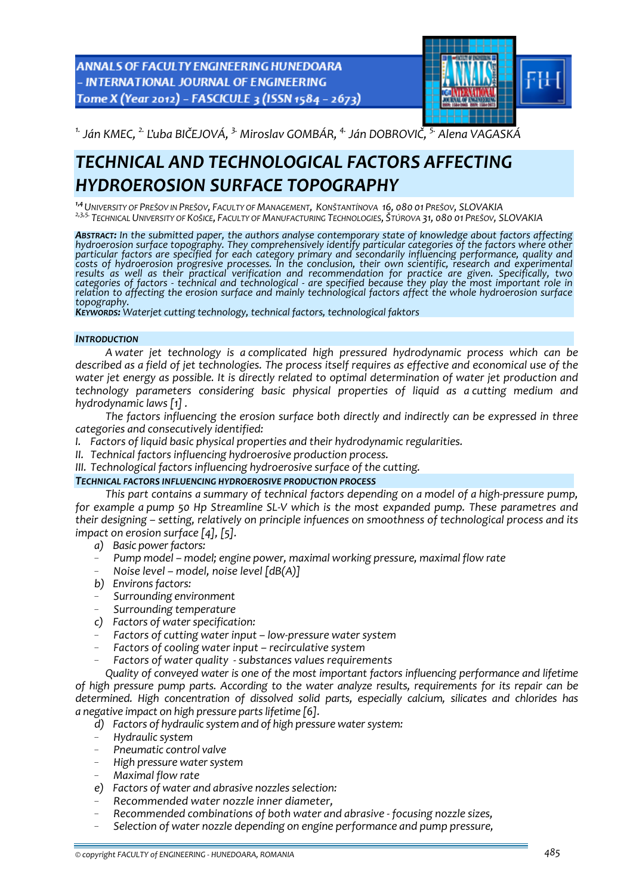[1.] Ján KMEC, [2.] Ľuba BIČEJOVÁ, [3.] Miroslav GOMBÁR, [4.] Ján DOBROVIČ, [5.] Alena VAGASKÁ

# TECHNICAL AND TECHNOLOGICAL FACTORS AFFECTING HYDROEROSION SURFACE TOPOGRAPHY

[1,4] UNIVERSITY OF PREŠOV IN PREŠOV, FACULTY OF MANAGEMENT, KONŠTANTÍNOVA 16, 080 01 PREŠOV, SLOVAKIA
[2,3,5.] TECHNICAL UNIVERSITY OF KOŠICE, FACULTY OF MANUFACTURING TECHNOLOGIES, ŠTÚROVA 31, 080 01 PREŠOV, SLOVAKIA

***ABSTRACT:*** *In the submitted paper, the authors analyse contemporary state of knowledge about factors affecting hydroerosion surface topography. They comprehensively identify particular categories of the factors where other particular factors are specified for each category primary and secondarily influencing performance, quality and costs of hydroerosion progresive processes. In the conclusion, their own scientific, research and experimental results as well as their practical verification and recommendation for practice are given. Specifically, two categories of factors - technical and technological - are specified because they play the most important role in relation to affecting the erosion surface and mainly technological factors affect the whole hydroerosion surface topography.*

***KEYWORDS:*** *Waterjet cutting technology, technical factors, technological faktors*

## INTRODUCTION

*A water jet technology is a complicated high pressured hydrodynamic process which can be described as a field of jet technologies. The process itself requires as effective and economical use of the water jet energy as possible. It is directly related to optimal determination of water jet production and technology parameters considering basic physical properties of liquid as a cutting medium and hydrodynamic laws [1] .*

*The factors influencing the erosion surface both directly and indirectly can be expressed in three categories and consecutively identified:*

*I. Factors of liquid basic physical properties and their hydrodynamic regularities.*
*II. Technical factors influencing hydroerosive production process.*
*III. Technological factors influencing hydroerosive surface of the cutting.*

## TECHNICAL FACTORS INFLUENCING HYDROEROSIVE PRODUCTION PROCESS

*This part contains a summary of technical factors depending on a model of a high-pressure pump, for example a pump 50 Hp Streamline SL-V which is the most expanded pump. These parametres and their designing – setting, relatively on principle infuences on smoothness of technological process and its impact on erosion surface [4], [5].*

*a) Basic power factors:*
- *Pump model – model; engine power, maximal working pressure, maximal flow rate*
- *Noise level – model, noise level [dB(A)]*

*b) Environs factors:*
- *Surrounding environment*
- *Surrounding temperature*

*c) Factors of water specification:*
- *Factors of cutting water input – low-pressure water system*
- *Factors of cooling water input – recirculative system*
- *Factors of water quality - substances values requirements*

*Quality of conveyed water is one of the most important factors influencing performance and lifetime of high pressure pump parts. According to the water analyze results, requirements for its repair can be determined. High concentration of dissolved solid parts, especially calcium, silicates and chlorides has a negative impact on high pressure parts lifetime [6].*

*d) Factors of hydraulic system and of high pressure water system:*
- *Hydraulic system*
- *Pneumatic control valve*
- *High pressure water system*
- *Maximal flow rate*

*e) Factors of water and abrasive nozzles selection:*
- *Recommended water nozzle inner diameter,*
- *Recommended combinations of both water and abrasive - focusing nozzle sizes,*
- *Selection of water nozzle depending on engine performance and pump pressure,*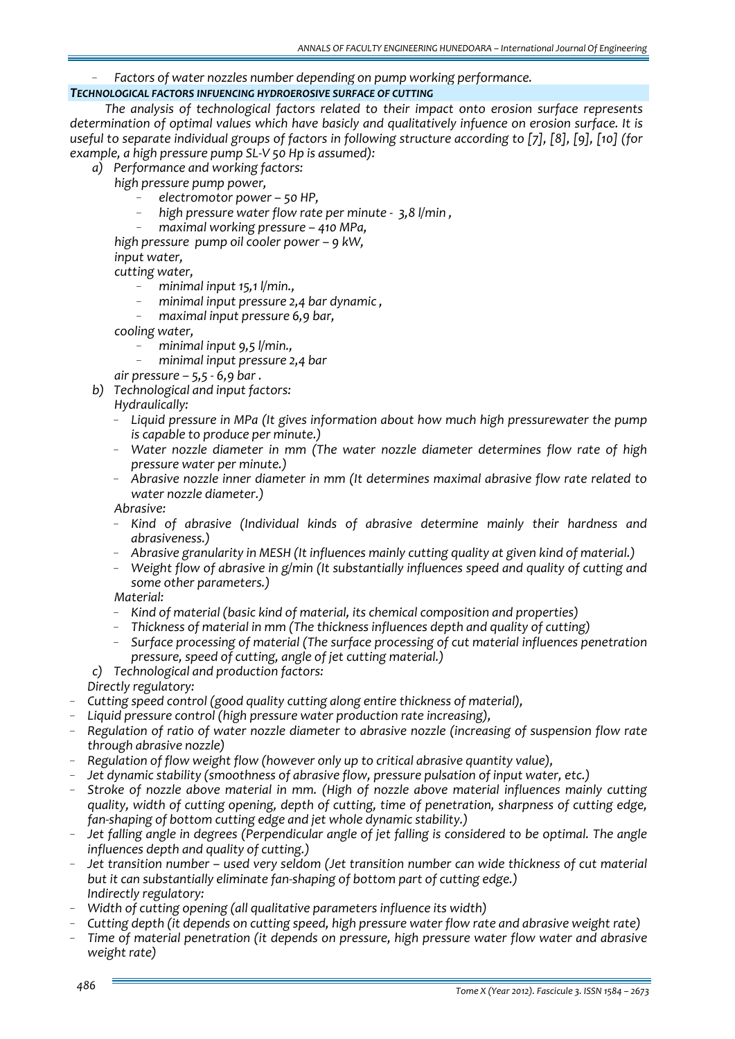- *Factors of water nozzles number depending on pump working performance.*

### *TECHNOLOGICAL FACTORS INFUENCING HYDROEROSIVE SURFACE OF CUTTING*

*The analysis of technological factors related to their impact onto erosion surface represents determination of optimal values which have basicly and qualitatively infuence on erosion surface. It is useful to separate individual groups of factors in following structure according to [7], [8], [9], [10] (for example, a high pressure pump SL-V 50 Hp is assumed):*

*a) Performance and working factors:*

*high pressure pump power,*

- *electromotor power – 50 HP,*
- *high pressure water flow rate per minute - 3,8 l/min ,*
- *maximal working pressure – 410 MPa,*

*high pressure pump oil cooler power – 9 kW,*

*input water,*

*cutting water,*

- *minimal input 15,1 l/min.,*
- *minimal input pressure 2,4 bar dynamic ,*
- *maximal input pressure 6,9 bar,*

*cooling water,*

- *minimal input 9,5 l/min.,*
- *minimal input pressure 2,4 bar*

*air pressure – 5,5 - 6,9 bar .*

*b) Technological and input factors:*

*Hydraulically:*

- *Liquid pressure in MPa (It gives information about how much high pressurewater the pump is capable to produce per minute.)*
- *Water nozzle diameter in mm (The water nozzle diameter determines flow rate of high pressure water per minute.)*
- *Abrasive nozzle inner diameter in mm (It determines maximal abrasive flow rate related to water nozzle diameter.)*

*Abrasive:*

- *Kind of abrasive (Individual kinds of abrasive determine mainly their hardness and abrasiveness.)*
- *Abrasive granularity in MESH (It influences mainly cutting quality at given kind of material.)*
- *Weight flow of abrasive in g/min (It substantially influences speed and quality of cutting and some other parameters.)*

*Material:*

- *Kind of material (basic kind of material, its chemical composition and properties)*
- *Thickness of material in mm (The thickness influences depth and quality of cutting)*
- *Surface processing of material (The surface processing of cut material influences penetration pressure, speed of cutting, angle of jet cutting material.)*

*c) Technological and production factors:*

*Directly regulatory:*

- *Cutting speed control (good quality cutting along entire thickness of material),*
- *Liquid pressure control (high pressure water production rate increasing),*
- *Regulation of ratio of water nozzle diameter to abrasive nozzle (increasing of suspension flow rate through abrasive nozzle)*
- *Regulation of flow weight flow (however only up to critical abrasive quantity value),*
- *Jet dynamic stability (smoothness of abrasive flow, pressure pulsation of input water, etc.)*
- *Stroke of nozzle above material in mm. (High of nozzle above material influences mainly cutting quality, width of cutting opening, depth of cutting, time of penetration, sharpness of cutting edge, fan-shaping of bottom cutting edge and jet whole dynamic stability.)*
- *Jet falling angle in degrees (Perpendicular angle of jet falling is considered to be optimal. The angle influences depth and quality of cutting.)*
- *Jet transition number – used very seldom (Jet transition number can wide thickness of cut material but it can substantially eliminate fan-shaping of bottom part of cutting edge.)*

*Indirectly regulatory:*

- *Width of cutting opening (all qualitative parameters influence its width)*
- *Cutting depth (it depends on cutting speed, high pressure water flow rate and abrasive weight rate)*
- *Time of material penetration (it depends on pressure, high pressure water flow water and abrasive weight rate)*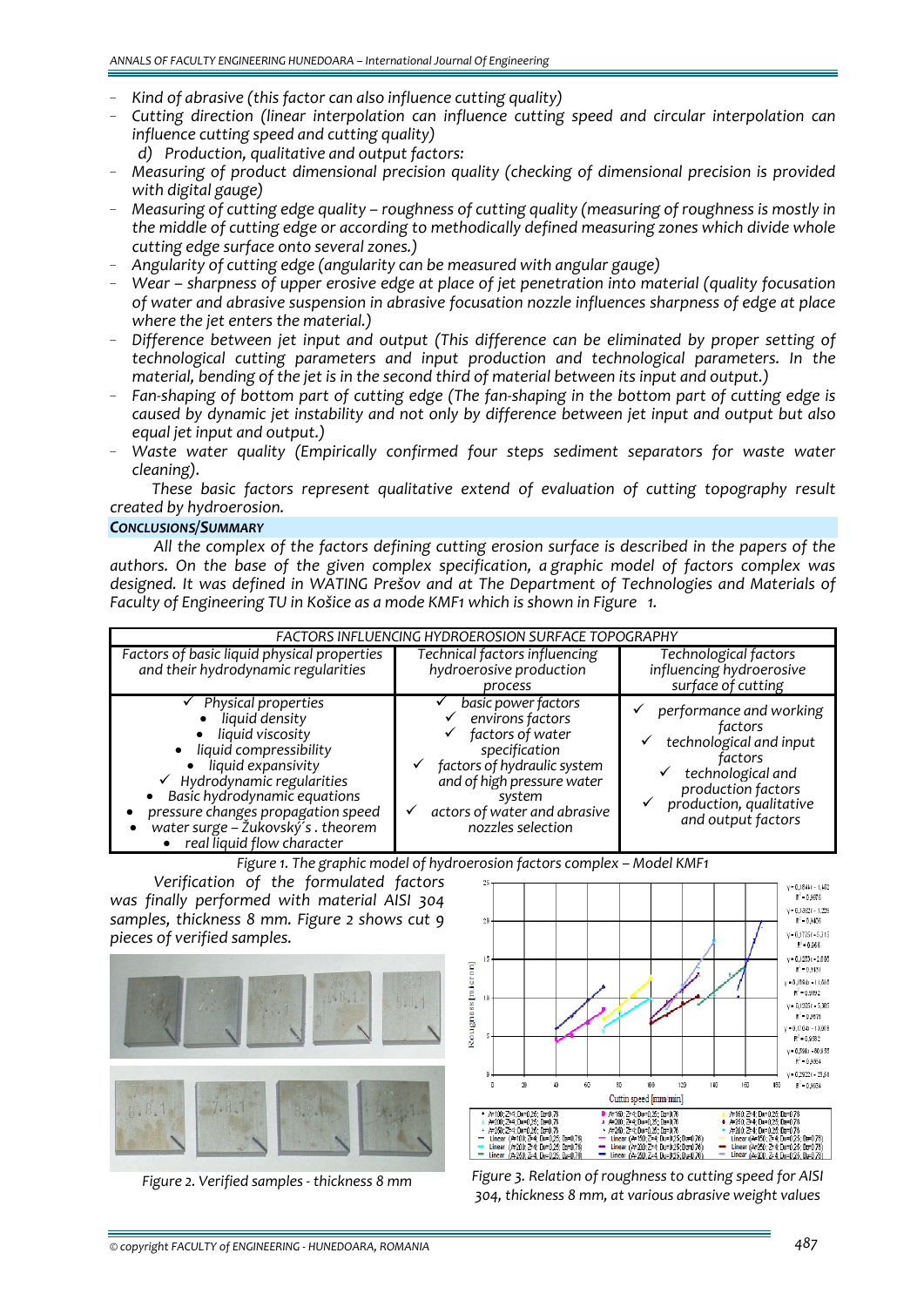- *Kind of abrasive (this factor can also influence cutting quality)*
- *Cutting direction (linear interpolation can influence cutting speed and circular interpolation can influence cutting speed and cutting quality)*

  *d) Production, qualitative and output factors:*
- *Measuring of product dimensional precision quality (checking of dimensional precision is provided with digital gauge)*
- *Measuring of cutting edge quality – roughness of cutting quality (measuring of roughness is mostly in the middle of cutting edge or according to methodically defined measuring zones which divide whole cutting edge surface onto several zones.)*
- *Angularity of cutting edge (angularity can be measured with angular gauge)*
- *Wear – sharpness of upper erosive edge at place of jet penetration into material (quality focusation of water and abrasive suspension in abrasive focusation nozzle influences sharpness of edge at place where the jet enters the material.)*
- *Difference between jet input and output (This difference can be eliminated by proper setting of technological cutting parameters and input production and technological parameters. In the material, bending of the jet is in the second third of material between its input and output.)*
- *Fan-shaping of bottom part of cutting edge (The fan-shaping in the bottom part of cutting edge is caused by dynamic jet instability and not only by difference between jet input and output but also equal jet input and output.)*
- *Waste water quality (Empirically confirmed four steps sediment separators for waste water cleaning).*

*These basic factors represent qualitative extend of evaluation of cutting topography result created by hydroerosion.*

## CONCLUSIONS/SUMMARY

*All the complex of the factors defining cutting erosion surface is described in the papers of the authors. On the base of the given complex specification, a graphic model of factors complex was designed. It was defined in WATING Prešov and at The Department of Technologies and Materials of Faculty of Engineering TU in Košice as a mode KMF1 which is shown in Figure 1.*

| FACTORS INFLUENCING HYDROEROSION SURFACE TOPOGRAPHY | | |
|---|---|---|
| Factors of basic liquid physical properties and their hydrodynamic regularities | Technical factors influencing hydroerosive production process | Technological factors influencing hydroerosive surface of cutting |
| ✓ Physical properties<br>• liquid density<br>• liquid viscosity<br>• liquid compressibility<br>• liquid expansivity<br>✓ Hydrodynamic regularities<br>• Basic hydrodynamic equations<br>• pressure changes propagation speed<br>• water surge – Žukovský´s . theorem<br>• real liquid flow character | ✓ basic power factors<br>✓ environs factors<br>✓ factors of water specification<br>✓ factors of hydraulic system and of high pressure water system<br>✓ actors of water and abrasive nozzles selection | ✓ performance and working factors<br>✓ technological and input factors<br>✓ technological and production factors<br>✓ production, qualitative and output factors |

*Figure 1. The graphic model of hydroerosion factors complex – Model KMF1*

*Verification of the formulated factors was finally performed with material AISI 304 samples, thickness 8 mm. Figure 2 shows cut 9 pieces of verified samples.*

*Figure 2. Verified samples - thickness 8 mm*

*Figure 3. Relation of roughness to cutting speed for AISI 304, thickness 8 mm, at various abrasive weight values*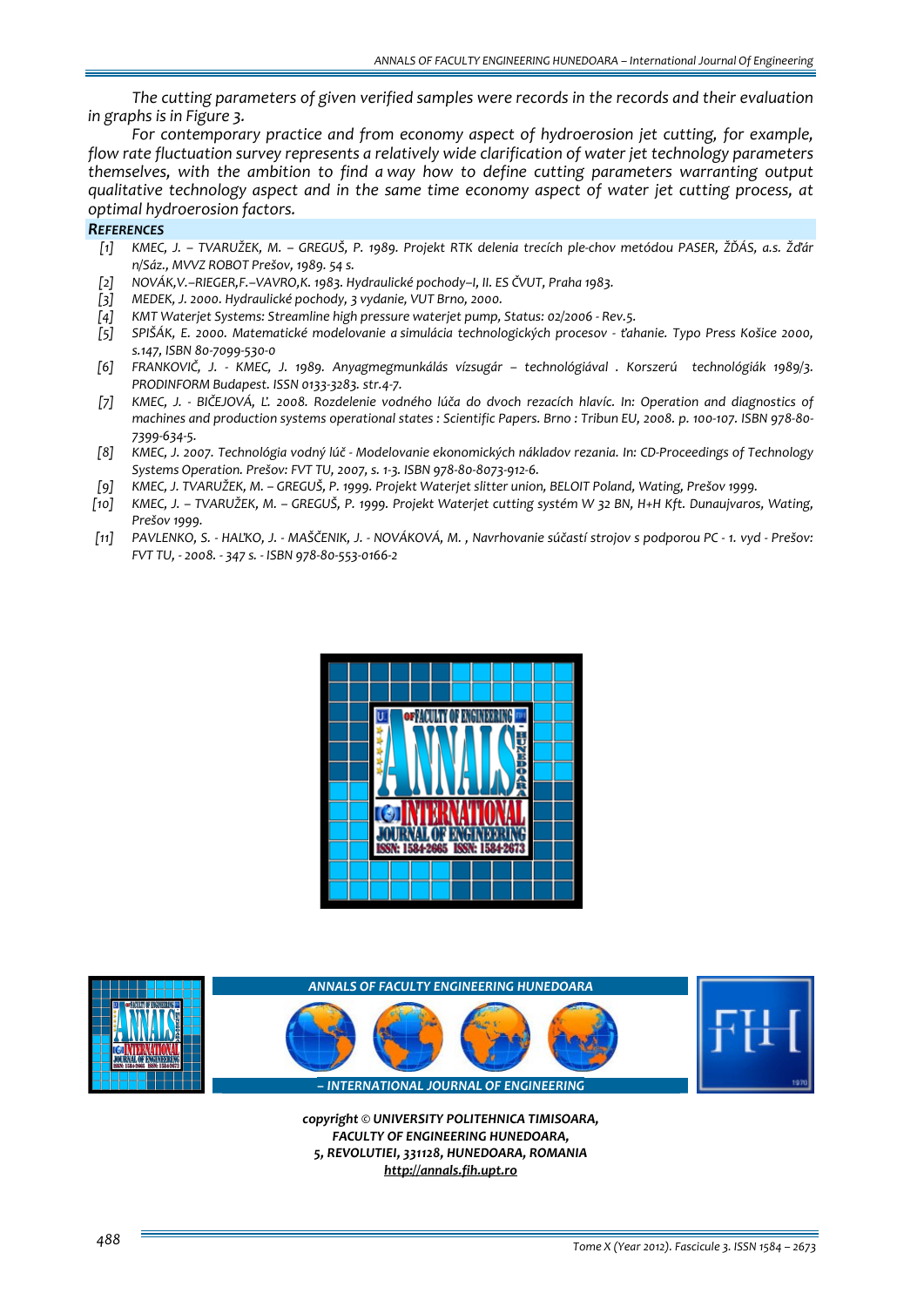*The cutting parameters of given verified samples were records in the records and their evaluation in graphs is in Figure 3.*

*For contemporary practice and from economy aspect of hydroerosion jet cutting, for example, flow rate fluctuation survey represents a relatively wide clarification of water jet technology parameters themselves, with the ambition to find a way how to define cutting parameters warranting output qualitative technology aspect and in the same time economy aspect of water jet cutting process, at optimal hydroerosion factors.*

## REFERENCES

[1] *KMEC, J. – TVARUŽEK, M. – GREGUŠ, P. 1989. Projekt RTK delenia trecích ple-chov metódou PASER, ŽĎÁS, a.s. Žďár n/Sáz., MVVZ ROBOT Prešov, 1989. 54 s.*

[2] *NOVÁK,V.–RIEGER,F.–VAVRO,K. 1983. Hydraulické pochody–I, II. ES ČVUT, Praha 1983.*

[3] *MEDEK, J. 2000. Hydraulické pochody, 3 vydanie, VUT Brno, 2000.*

[4] *KMT Waterjet Systems: Streamline high pressure waterjet pump, Status: 02/2006 - Rev.5.*

[5] *SPIŠÁK, E. 2000. Matematické modelovanie a simulácia technologických procesov - ťahanie. Typo Press Košice 2000, s.147, ISBN 80-7099-530-0*

[6] *FRANKOVIČ, J. - KMEC, J. 1989. Anyagmegmunkálás vízsugár – technológiával . Korszerú technológiák 1989/3. PRODINFORM Budapest. ISSN 0133-3283. str.4-7.*

[7] *KMEC, J. - BIČEJOVÁ, Ľ. 2008. Rozdelenie vodného lúča do dvoch rezacích hlavíc. In: Operation and diagnostics of machines and production systems operational states : Scientific Papers. Brno : Tribun EU, 2008. p. 100-107. ISBN 978-80-7399-634-5.*

[8] *KMEC, J. 2007. Technológia vodný lúč - Modelovanie ekonomických nákladov rezania. In: CD-Proceedings of Technology Systems Operation. Prešov: FVT TU, 2007, s. 1-3. ISBN 978-80-8073-912-6.*

[9] *KMEC, J. TVARUŽEK, M. – GREGUŠ, P. 1999. Projekt Waterjet slitter union, BELOIT Poland, Wating, Prešov 1999.*

[10] *KMEC, J. – TVARUŽEK, M. – GREGUŠ, P. 1999. Projekt Waterjet cutting systém W 32 BN, H+H Kft. Dunaujvaros, Wating, Prešov 1999.*

[11] *PAVLENKO, S. - HAĽKO, J. - MAŠČENIK, J. - NOVÁKOVÁ, M. , Navrhovanie súčastí strojov s podporou PC - 1. vyd - Prešov: FVT TU, - 2008. - 347 s. - ISBN 978-80-553-0166-2*

ANNALS OF FACULTY ENGINEERING HUNEDOARA
– INTERNATIONAL JOURNAL OF ENGINEERING

**copyright © UNIVERSITY POLITEHNICA TIMISOARA,**
**FACULTY OF ENGINEERING HUNEDOARA,**
**5, REVOLUTIEI, 331128, HUNEDOARA, ROMANIA**
**http://annals.fih.upt.ro**